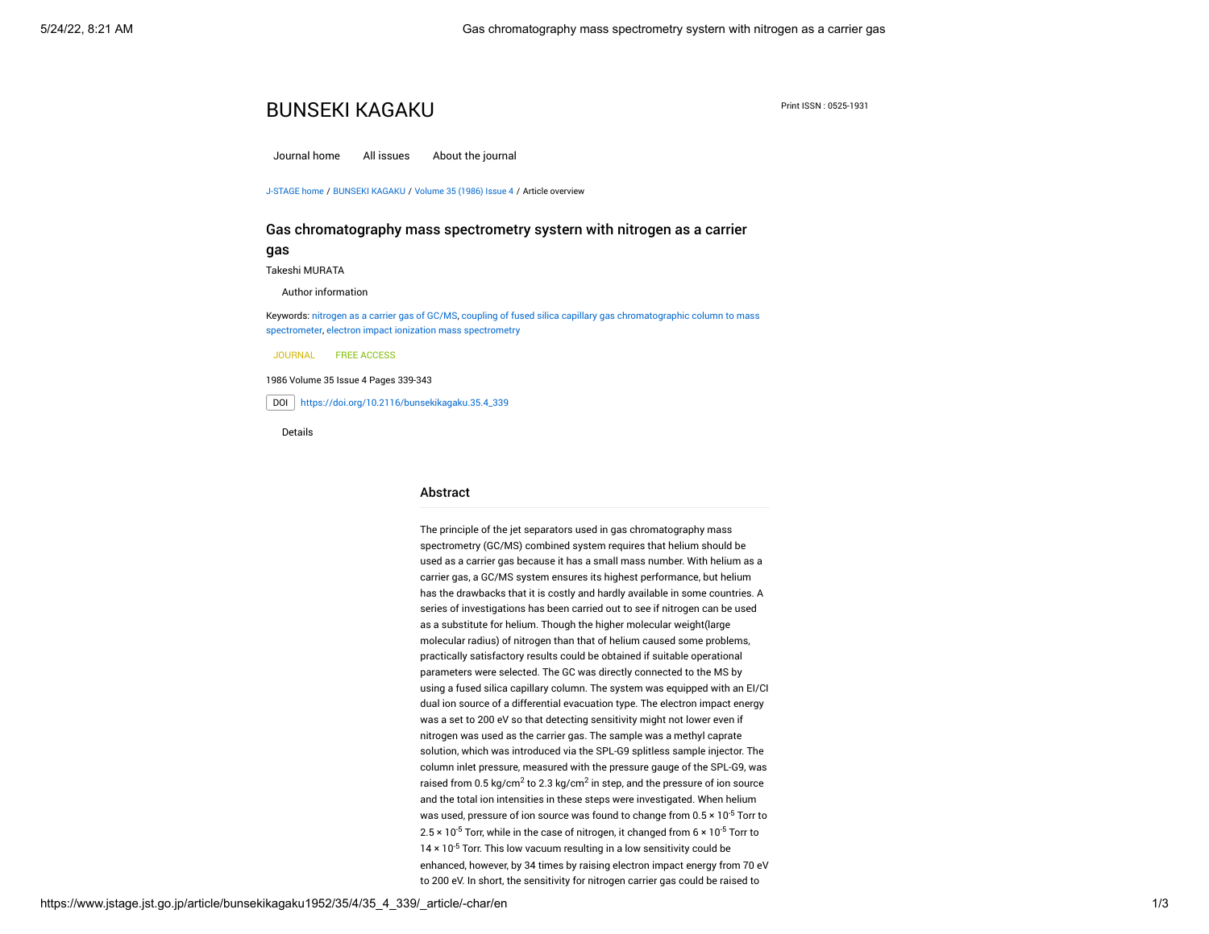# BUNSEKI KAGAKU

Print ISSN : 0525-1931

Journal home    All issues    About the journal

J-STAGE home / BUNSEKI KAGAKU / Volume 35 (1986) Issue 4 / Article overview

## Gas chromatography mass spectrometry systern with nitrogen as a carrier gas

Takeshi MURATA

Author information

Keywords: nitrogen as a carrier gas of GC/MS, coupling of fused silica capillary gas chromatographic column to mass spectrometer, electron impact ionization mass spectrometry

JOURNAL    FREE ACCESS

1986 Volume 35 Issue 4 Pages 339-343

DOI https://doi.org/10.2116/bunsekikagaku.35.4_339

Details

### Abstract

The principle of the jet separators used in gas chromatography mass spectrometry (GC/MS) combined system requires that helium should be used as a carrier gas because it has a small mass number. With helium as a carrier gas, a GC/MS system ensures its highest performance, but helium has the drawbacks that it is costly and hardly available in some countries. A series of investigations has been carried out to see if nitrogen can be used as a substitute for helium. Though the higher molecular weight(large molecular radius) of nitrogen than that of helium caused some problems, practically satisfactory results could be obtained if suitable operational parameters were selected. The GC was directly connected to the MS by using a fused silica capillary column. The system was equipped with an EI/CI dual ion source of a differential evacuation type. The electron impact energy was a set to 200 eV so that detecting sensitivity might not lower even if nitrogen was used as the carrier gas. The sample was a methyl caprate solution, which was introduced via the SPL-G9 splitless sample injector. The column inlet pressure, measured with the pressure gauge of the SPL-G9, was raised from 0.5 kg/cm$^2$ to 2.3 kg/cm$^2$ in step, and the pressure of ion source and the total ion intensities in these steps were investigated. When helium was used, pressure of ion source was found to change from $0.5 \times 10^{-5}$ Torr to $2.5 \times 10^{-5}$ Torr, while in the case of nitrogen, it changed from $6 \times 10^{-5}$ Torr to $14 \times 10^{-5}$ Torr. This low vacuum resulting in a low sensitivity could be enhanced, however, by 34 times by raising electron impact energy from 70 eV to 200 eV. In short, the sensitivity for nitrogen carrier gas could be raised to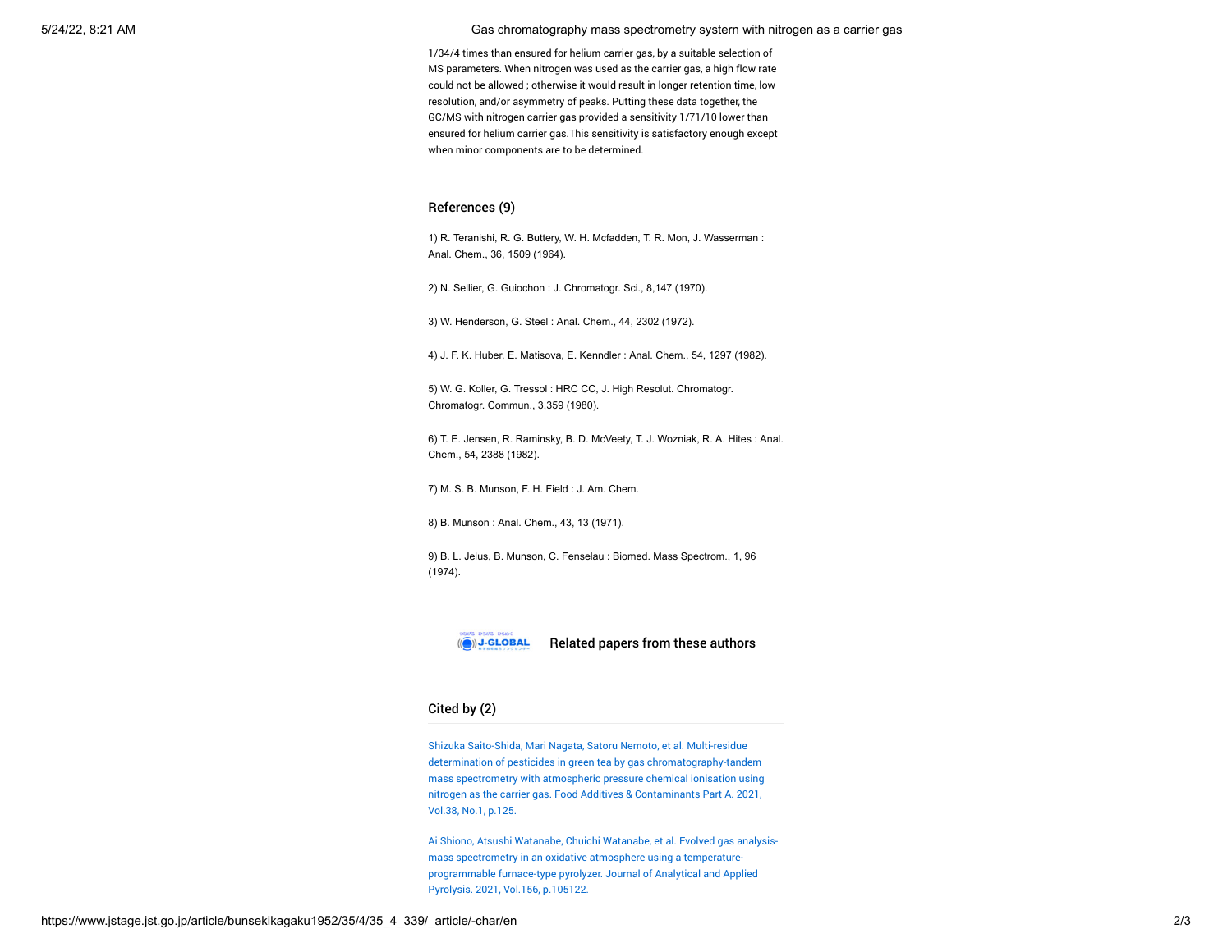1/34/4 times than ensured for helium carrier gas, by a suitable selection of MS parameters. When nitrogen was used as the carrier gas, a high flow rate could not be allowed ; otherwise it would result in longer retention time, low resolution, and/or asymmetry of peaks. Putting these data together, the GC/MS with nitrogen carrier gas provided a sensitivity 1/71/10 lower than ensured for helium carrier gas.This sensitivity is satisfactory enough except when minor components are to be determined.

## References (9)

1) R. Teranishi, R. G. Buttery, W. H. Mcfadden, T. R. Mon, J. Wasserman : Anal. Chem., 36, 1509 (1964).

2) N. Sellier, G. Guiochon : J. Chromatogr. Sci., 8,147 (1970).

3) W. Henderson, G. Steel : Anal. Chem., 44, 2302 (1972).

4) J. F. K. Huber, E. Matisova, E. Kenndler : Anal. Chem., 54, 1297 (1982).

5) W. G. Koller, G. Tressol : HRC CC, J. High Resolut. Chromatogr. Chromatogr. Commun., 3,359 (1980).

6) T. E. Jensen, R. Raminsky, B. D. McVeety, T. J. Wozniak, R. A. Hites : Anal. Chem., 54, 2388 (1982).

7) M. S. B. Munson, F. H. Field : J. Am. Chem.

8) B. Munson : Anal. Chem., 43, 13 (1971).

9) B. L. Jelus, B. Munson, C. Fenselau : Biomed. Mass Spectrom., 1, 96 (1974).

J-GLOBAL **Related papers from these authors**

## Cited by (2)

Shizuka Saito-Shida, Mari Nagata, Satoru Nemoto, et al. Multi-residue determination of pesticides in green tea by gas chromatography-tandem mass spectrometry with atmospheric pressure chemical ionisation using nitrogen as the carrier gas. Food Additives & Contaminants Part A. 2021, Vol.38, No.1, p.125.

Ai Shiono, Atsushi Watanabe, Chuichi Watanabe, et al. Evolved gas analysis-mass spectrometry in an oxidative atmosphere using a temperature-programmable furnace-type pyrolyzer. Journal of Analytical and Applied Pyrolysis. 2021, Vol.156, p.105122.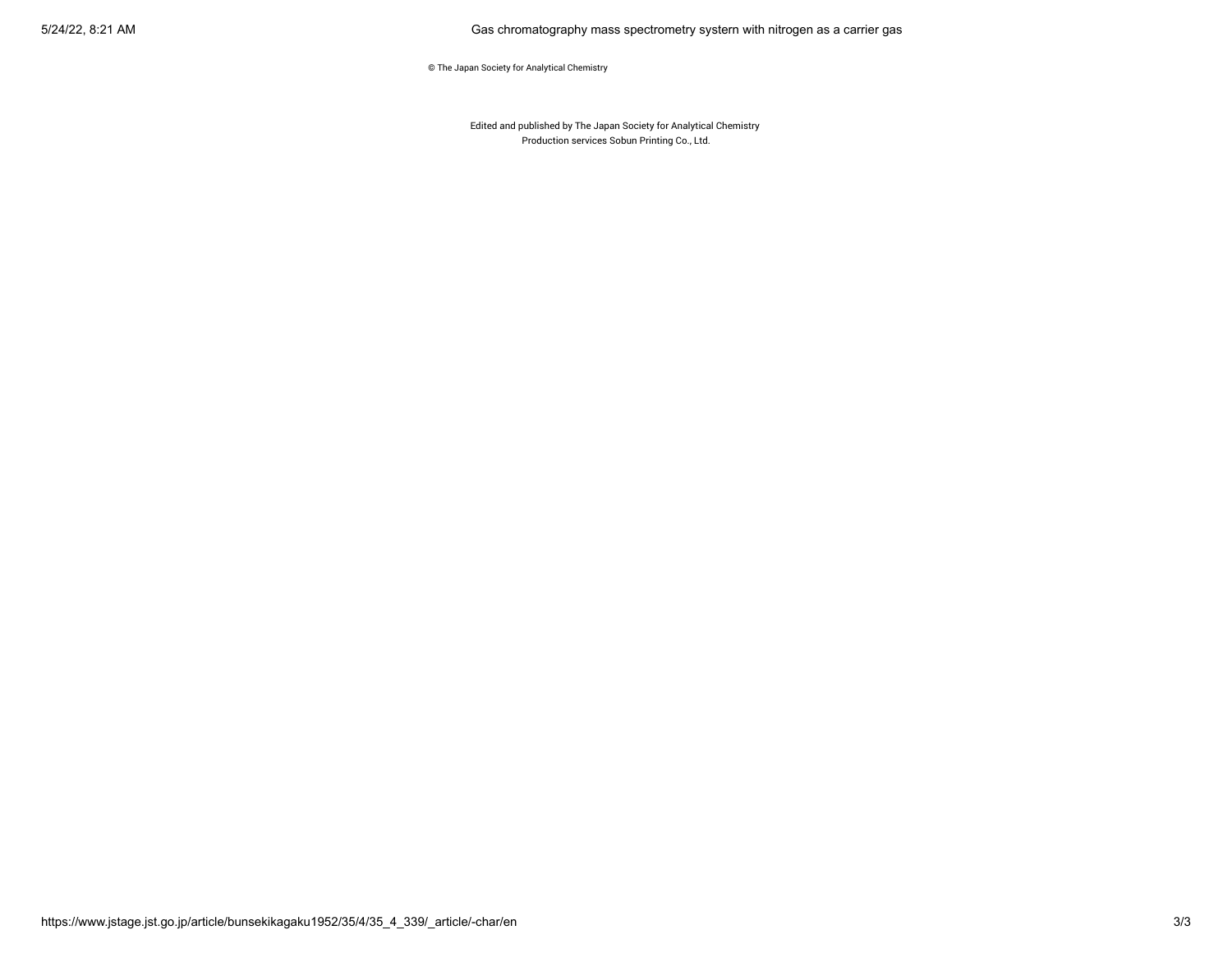© The Japan Society for Analytical Chemistry

Edited and published by The Japan Society for Analytical Chemistry
Production services Sobun Printing Co., Ltd.